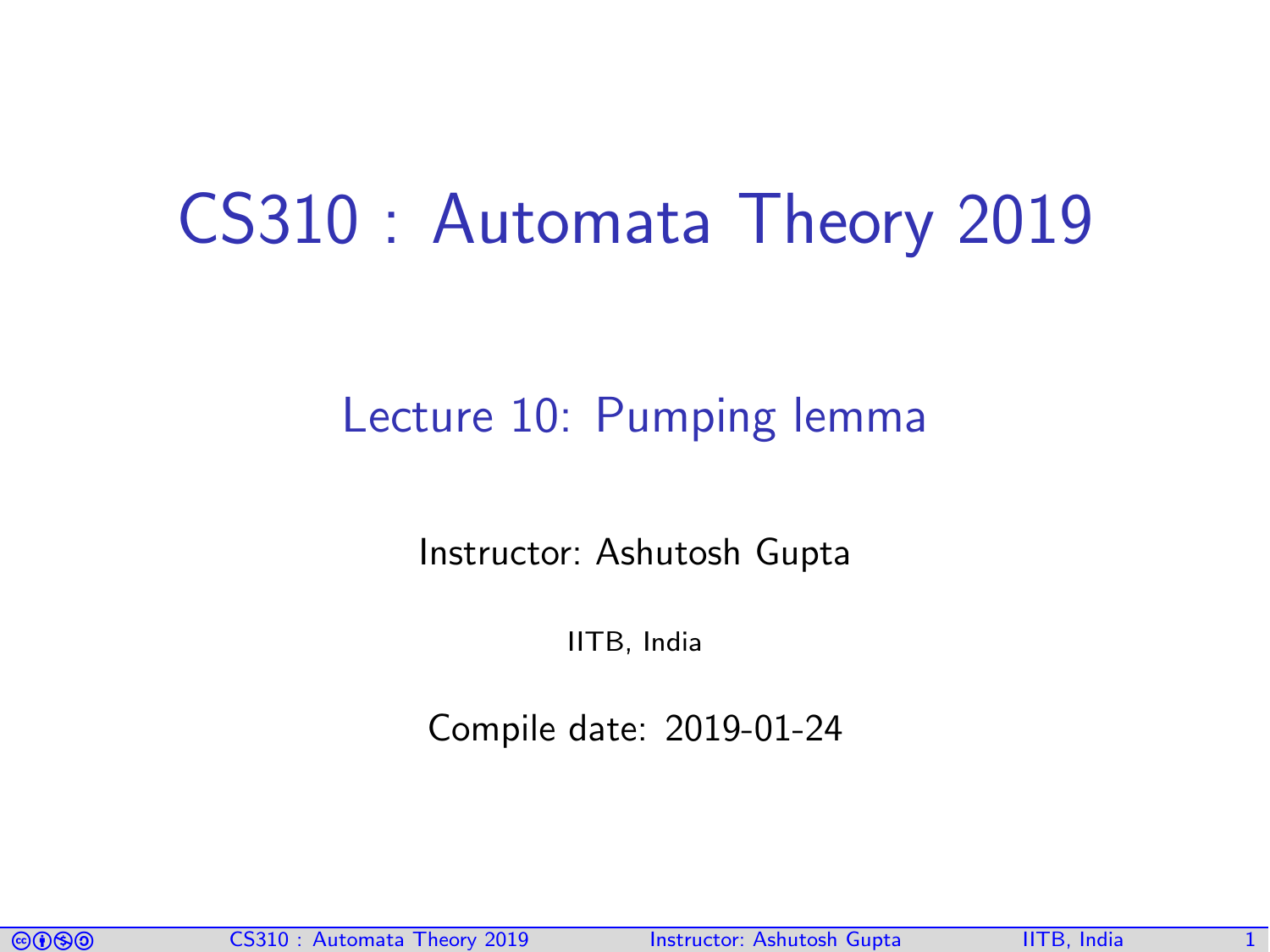# CS310 : Automata Theory 2019

## Lecture 10: Pumping lemma

Instructor: Ashutosh Gupta

IITB, India

Compile date: 2019-01-24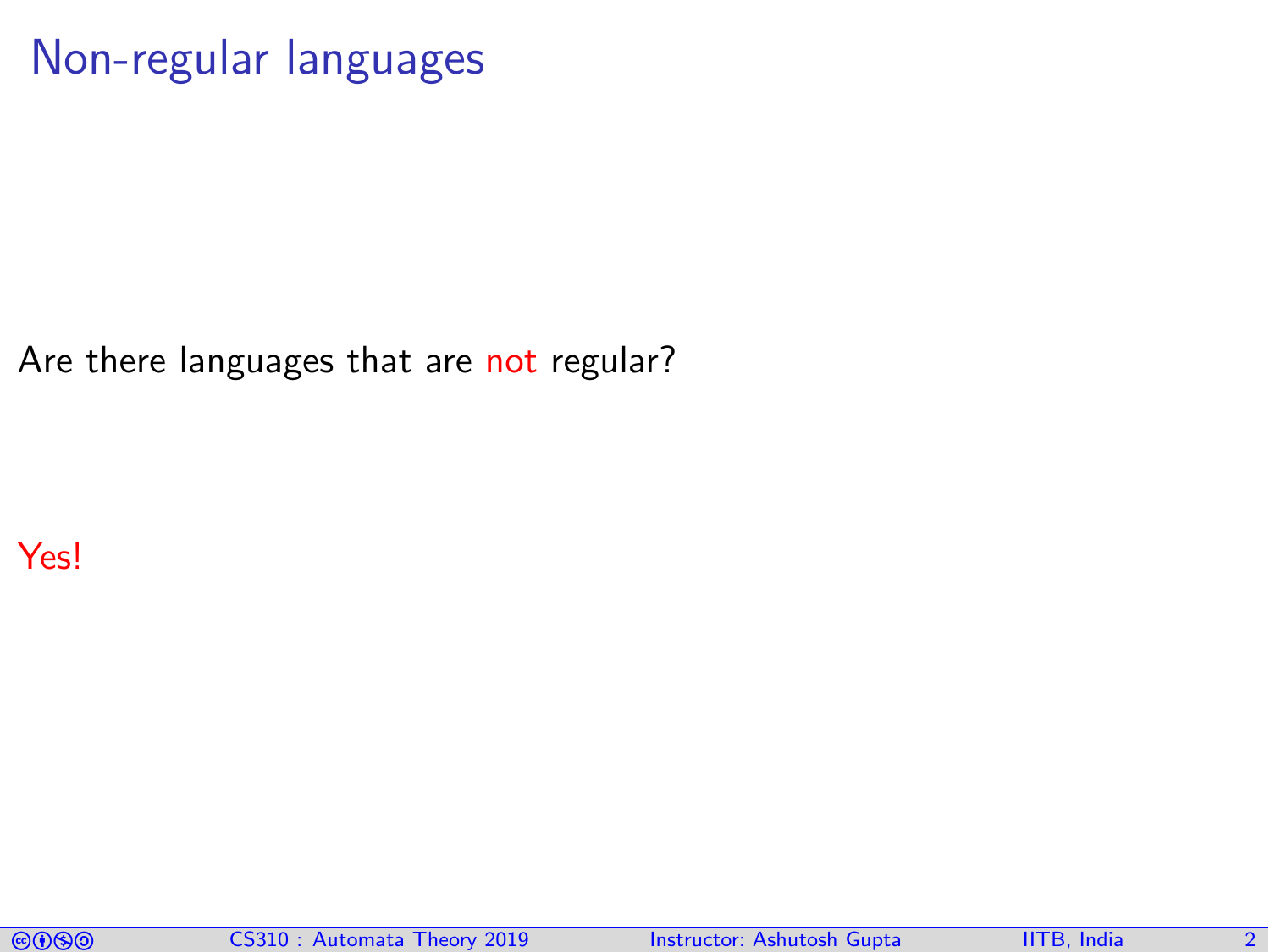# Non-regular languages

Are there languages that are not regular?

Yes!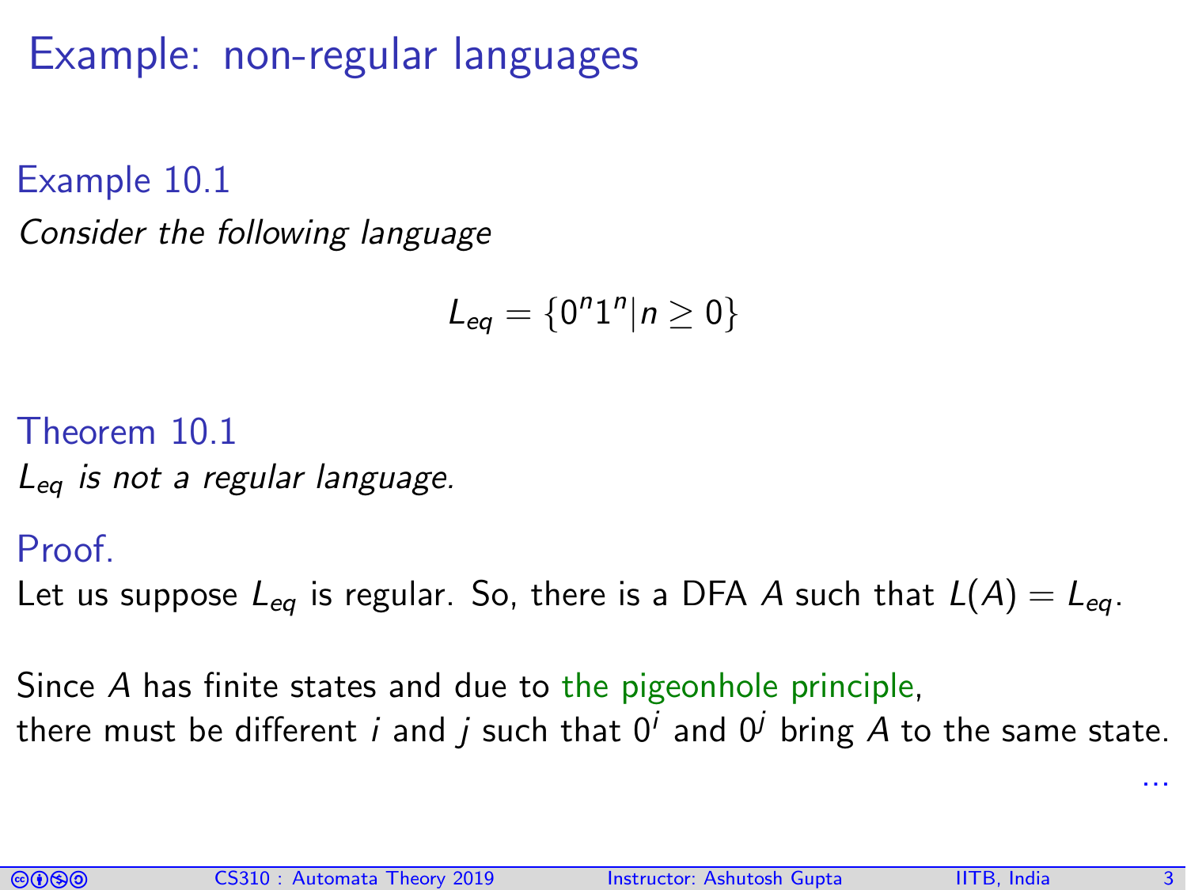# Example: non-regular languages

### Example 10.1

*Consider the following language*

$$L_{eq} = \{0^n 1^n | n \geq 0\}$$

### Theorem 10.1

*$L_{eq}$ is not a regular language.*

### Proof.

Let us suppose $L_{eq}$ is regular. So, there is a DFA $A$ such that $L(A) = L_{eq}$.

Since $A$ has finite states and due to the pigeonhole principle,
there must be different $i$ and $j$ such that $0^i$ and $0^j$ bring $A$ to the same state.

...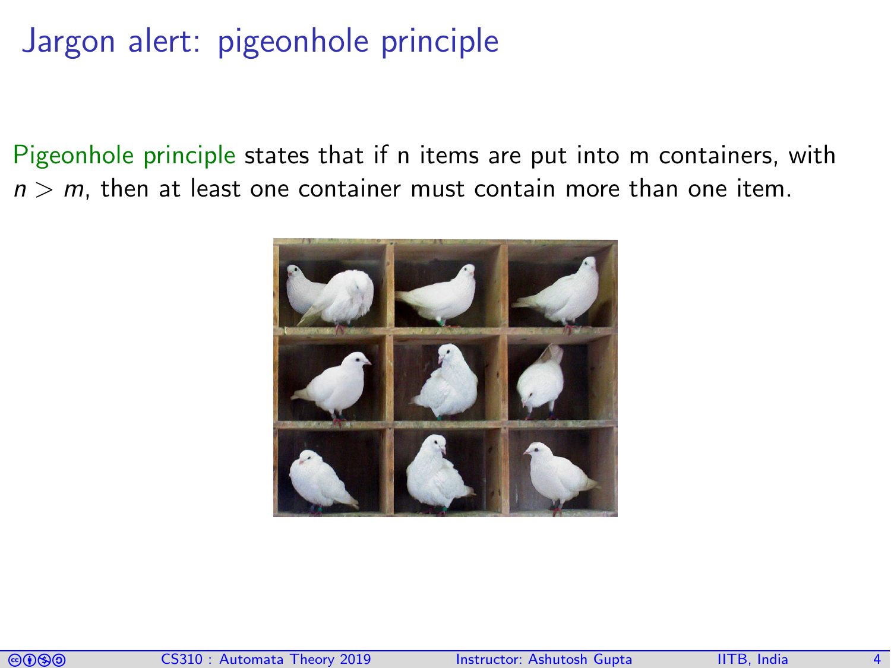# Jargon alert: pigeonhole principle

Pigeonhole principle states that if n items are put into m containers, with $n > m$, then at least one container must contain more than one item.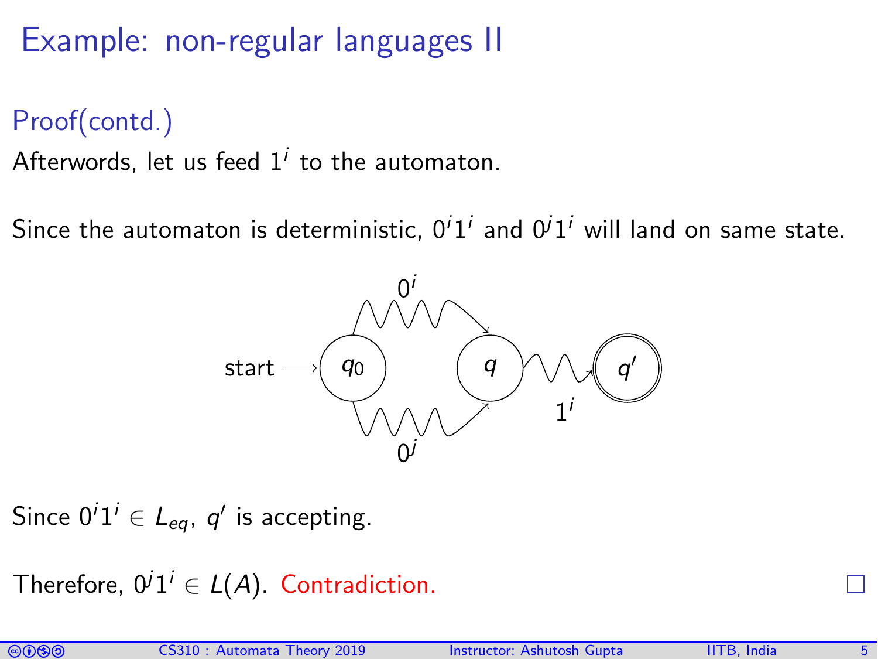# Example: non-regular languages II

## Proof(contd.)

Afterwords, let us feed $1^i$ to the automaton.

Since the automaton is deterministic, $0^i1^i$ and $0^j1^i$ will land on same state.

Since $0^i1^i \in L_{eq}$, $q'$ is accepting.

Therefore, $0^j1^i \in L(A)$. Contradiction.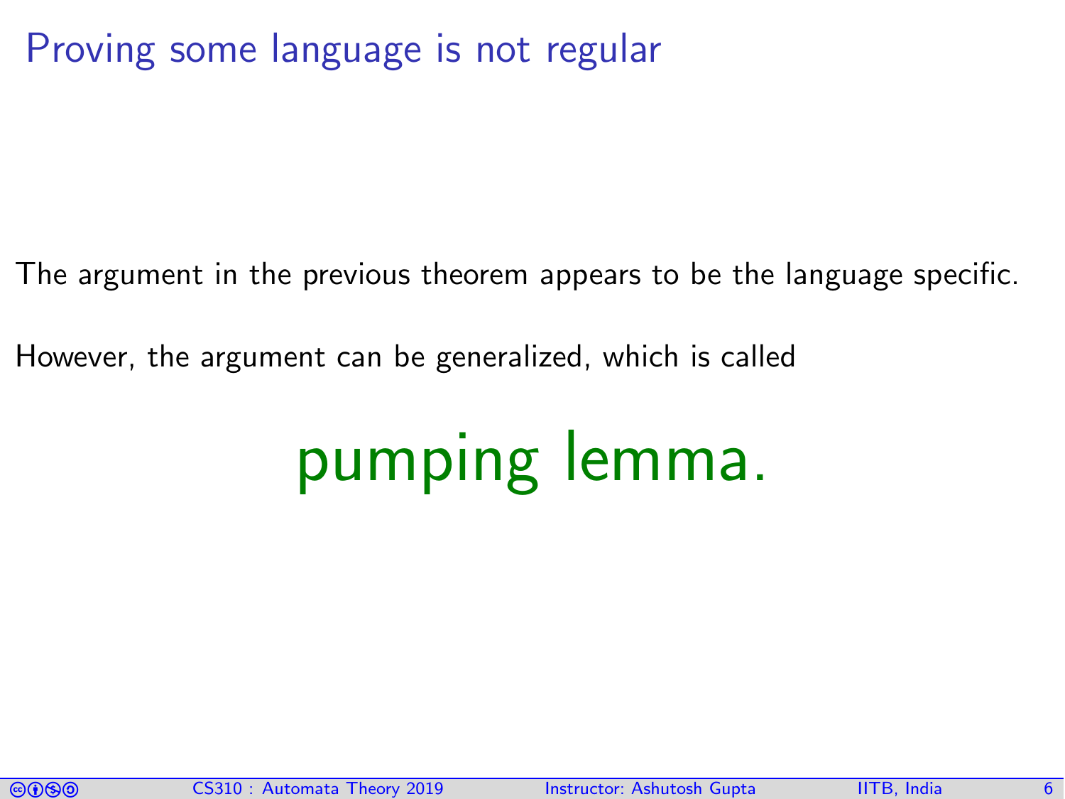# Proving some language is not regular

The argument in the previous theorem appears to be the language specific.

However, the argument can be generalized, which is called

**pumping lemma.**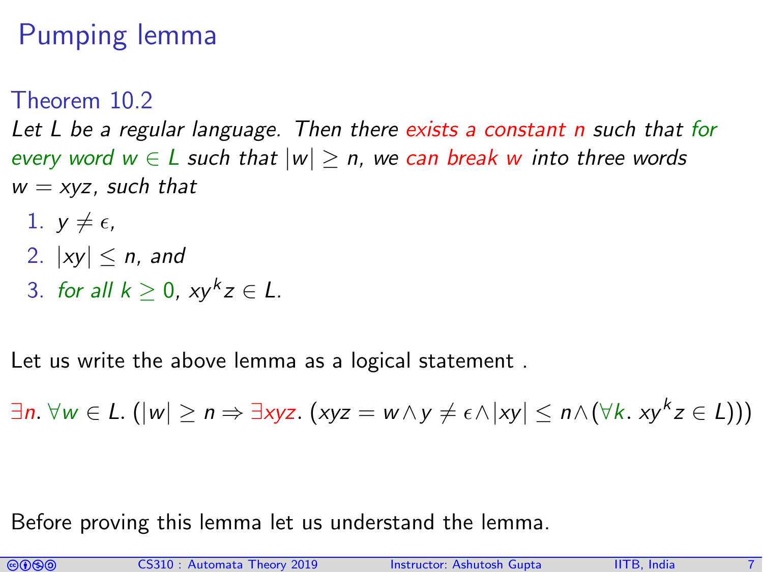# Pumping lemma

### Theorem 10.2

*Let $L$ be a regular language. Then there exists a constant $n$ such that for every word $w \in L$ such that $|w| \geq n$, we can break $w$ into three words $w = xyz$, such that*

1. $y \neq \epsilon$,
2. $|xy| \leq n$, *and*
3. *for all* $k \geq 0$, $xy^k z \in L$.

Let us write the above lemma as a logical statement .

$$\exists n. \forall w \in L. (|w| \geq n \Rightarrow \exists xyz. (xyz = w \wedge y \neq \epsilon \wedge |xy| \leq n \wedge (\forall k. xy^k z \in L)))$$

Before proving this lemma let us understand the lemma.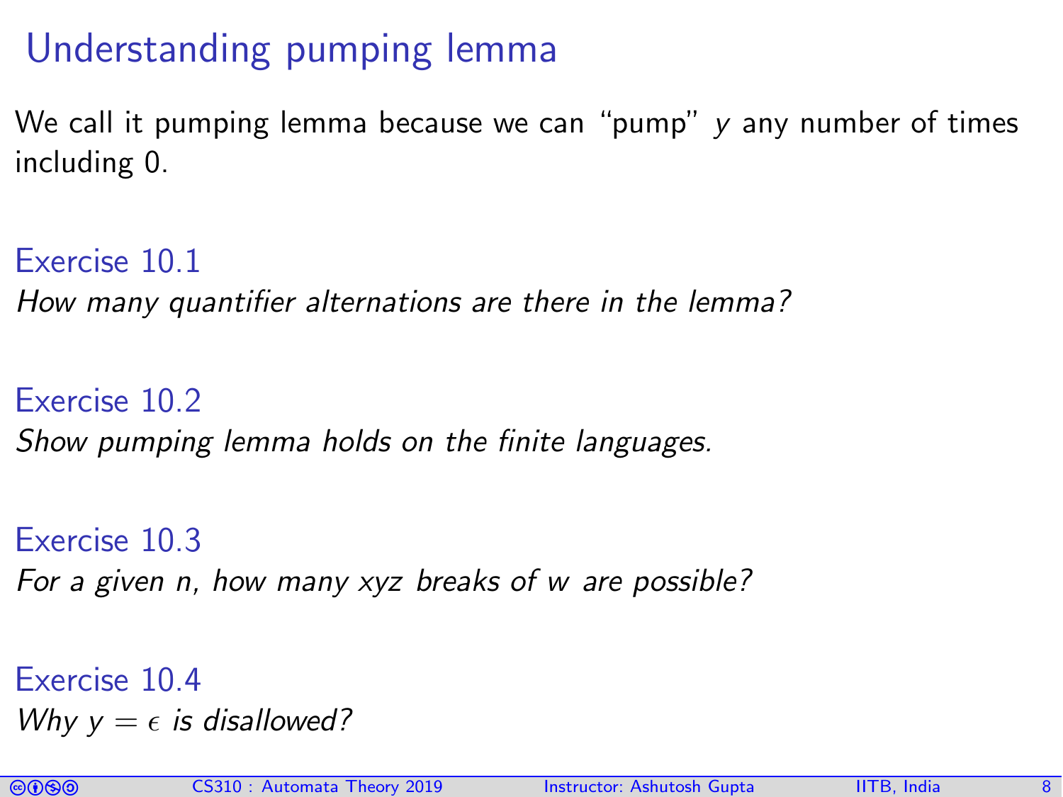# Understanding pumping lemma

We call it pumping lemma because we can "pump" $y$ any number of times including 0.

### Exercise 10.1

*How many quantifier alternations are there in the lemma?*

### Exercise 10.2

*Show pumping lemma holds on the finite languages.*

### Exercise 10.3

*For a given $n$, how many $xyz$ breaks of $w$ are possible?*

### Exercise 10.4

*Why $y = \epsilon$ is disallowed?*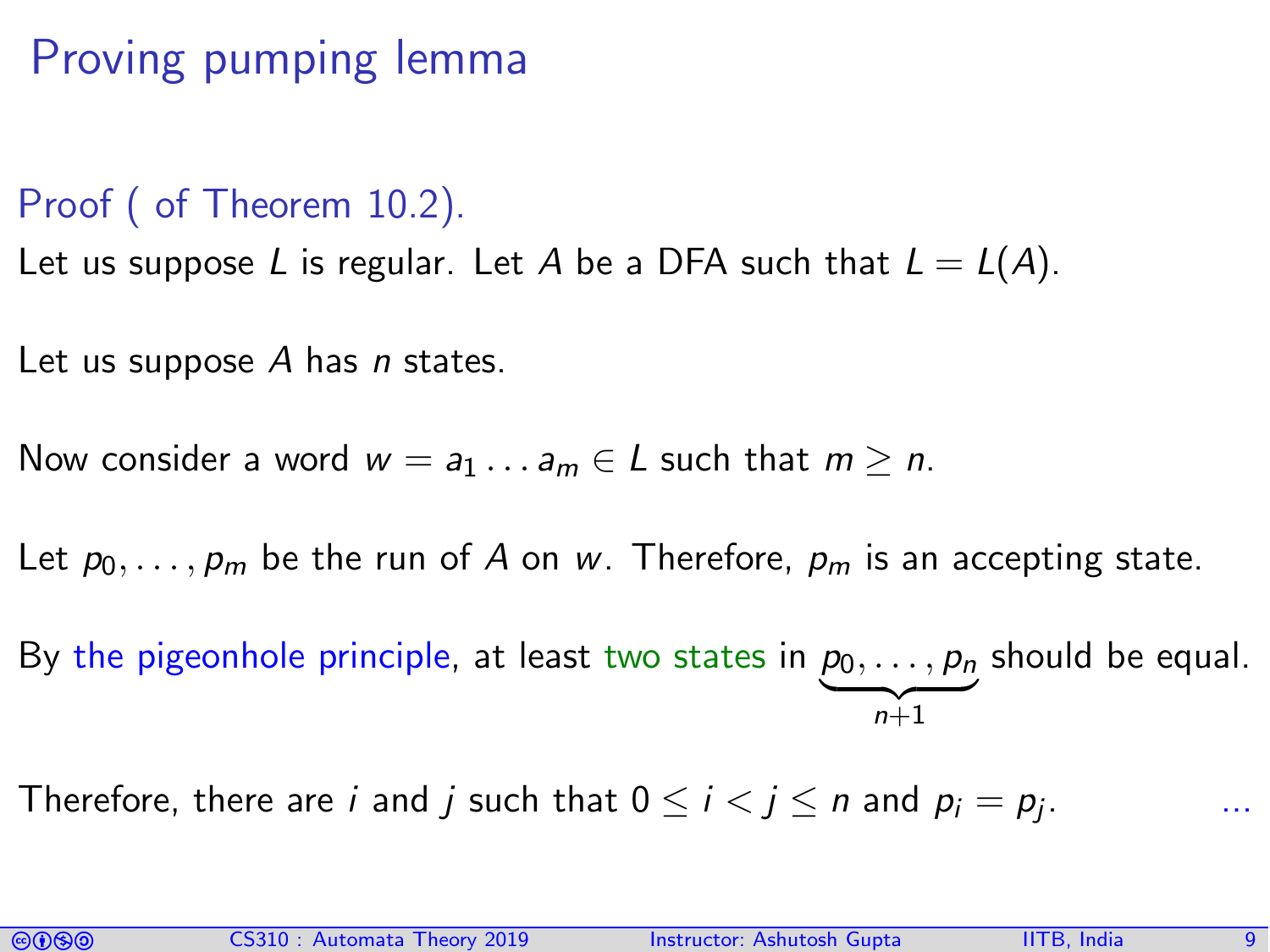# Proving pumping lemma

**Proof ( of Theorem 10.2).**

Let us suppose $L$ is regular. Let $A$ be a DFA such that $L = L(A)$.

Let us suppose $A$ has $n$ states.

Now consider a word $w = a_1 \dots a_m \in L$ such that $m \geq n$.

Let $p_0, \dots, p_m$ be the run of $A$ on $w$. Therefore, $p_m$ is an accepting state.

By the pigeonhole principle, at least two states in $\underbrace{p_0, \dots, p_n}_{n+1}$ should be equal.

Therefore, there are $i$ and $j$ such that $0 \leq i < j \leq n$ and $p_i = p_j$. ...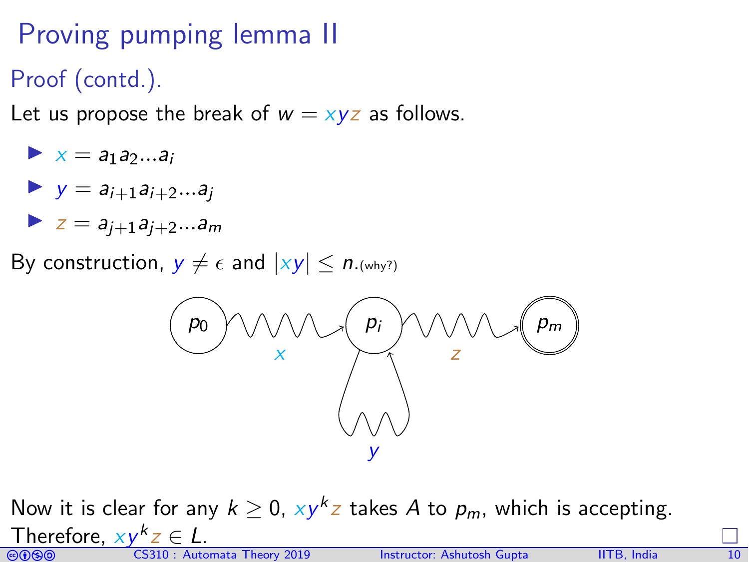# Proving pumping lemma II

## Proof (contd.).

Let us propose the break of $w = xyz$ as follows.

- $x = a_1 a_2 ... a_i$
- $y = a_{i+1} a_{i+2} ... a_j$
- $z = a_{j+1} a_{j+2} ... a_m$

By construction, $y \neq \epsilon$ and $|xy| \leq n$. (why?)

Now it is clear for any $k \geq 0$, $xy^k z$ takes $A$ to $p_m$, which is accepting. Therefore, $xy^k z \in L$.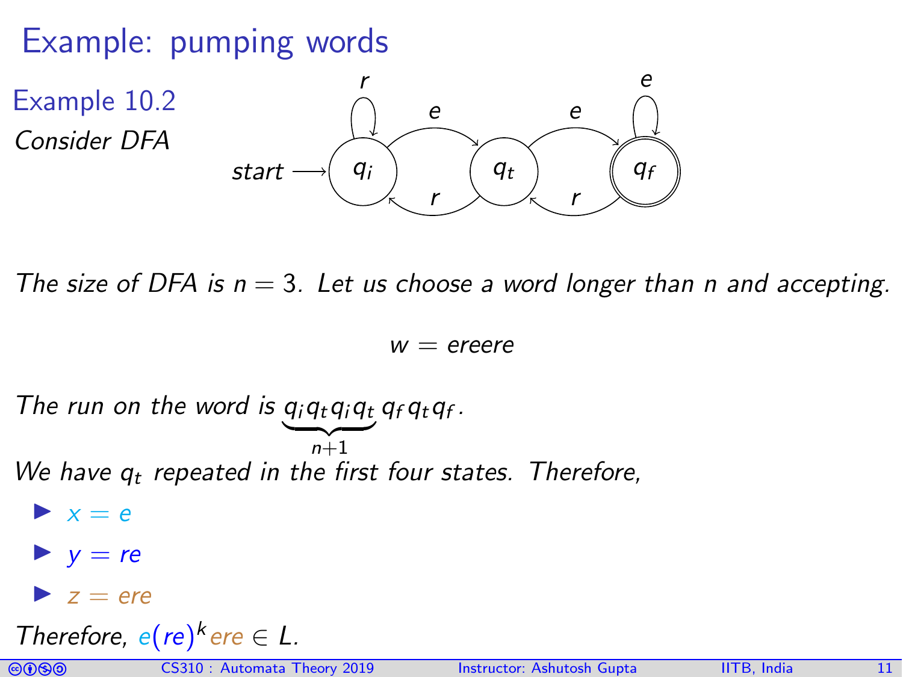# Example: pumping words

**Example 10.2**

*Consider DFA*

*The size of DFA is $n = 3$. Let us choose a word longer than n and accepting.*

$$w = ereere$$

*The run on the word is $\underbrace{q_i q_t q_i q_t}_{n+1} q_f q_t q_f$.*

*We have $q_t$ repeated in the first four states. Therefore,*

- $x = e$
- $y = re$
- $z = ere$

*Therefore, $e(re)^k ere \in L$.*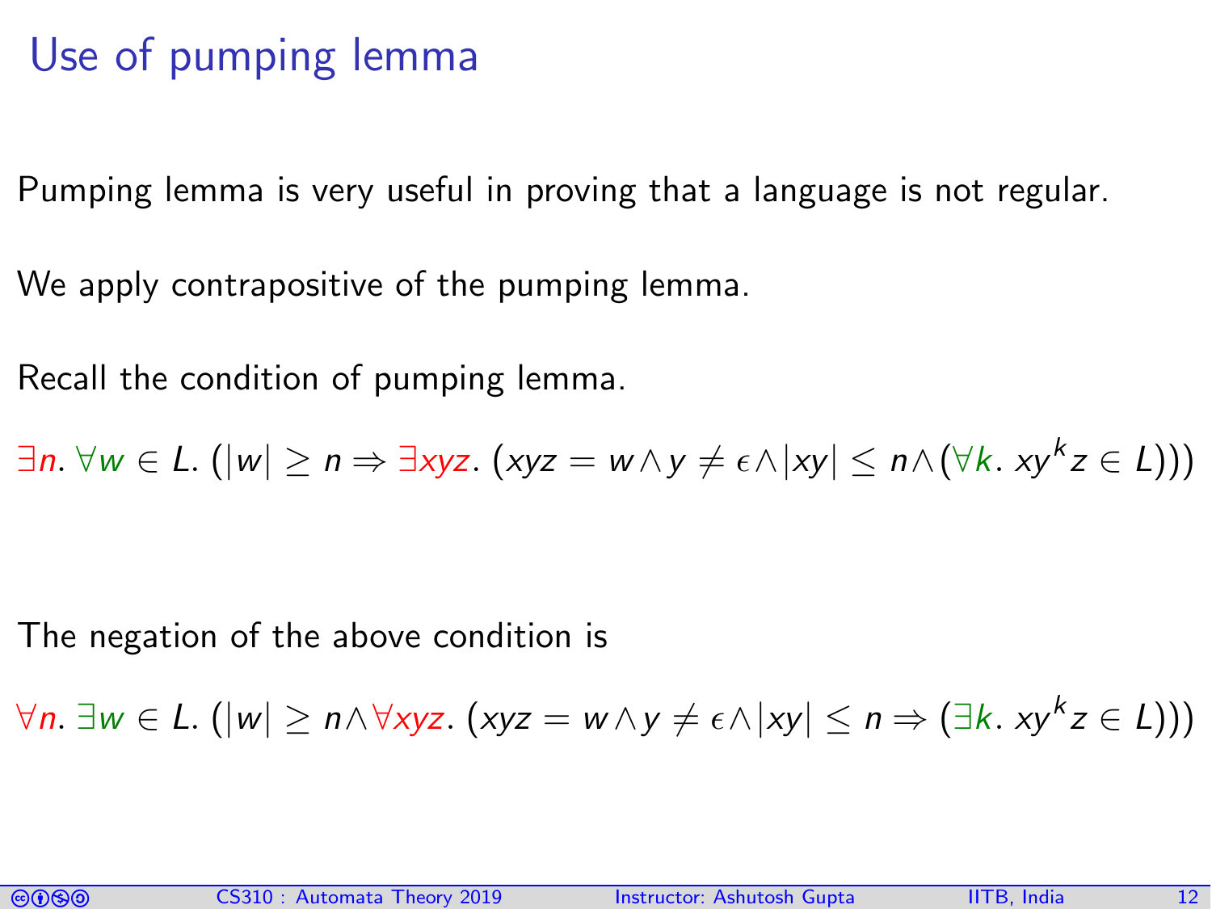# Use of pumping lemma

Pumping lemma is very useful in proving that a language is not regular.

We apply contrapositive of the pumping lemma.

Recall the condition of pumping lemma.

$$\exists n.\ \forall w \in L.\ (|w| \geq n \Rightarrow \exists xyz.\ (xyz = w \land y \neq \epsilon \land |xy| \leq n \land (\forall k.\ xy^k z \in L)))$$

The negation of the above condition is

$$\forall n.\ \exists w \in L.\ (|w| \geq n \land \forall xyz.\ (xyz = w \land y \neq \epsilon \land |xy| \leq n \Rightarrow (\exists k.\ xy^k z \in L)))$$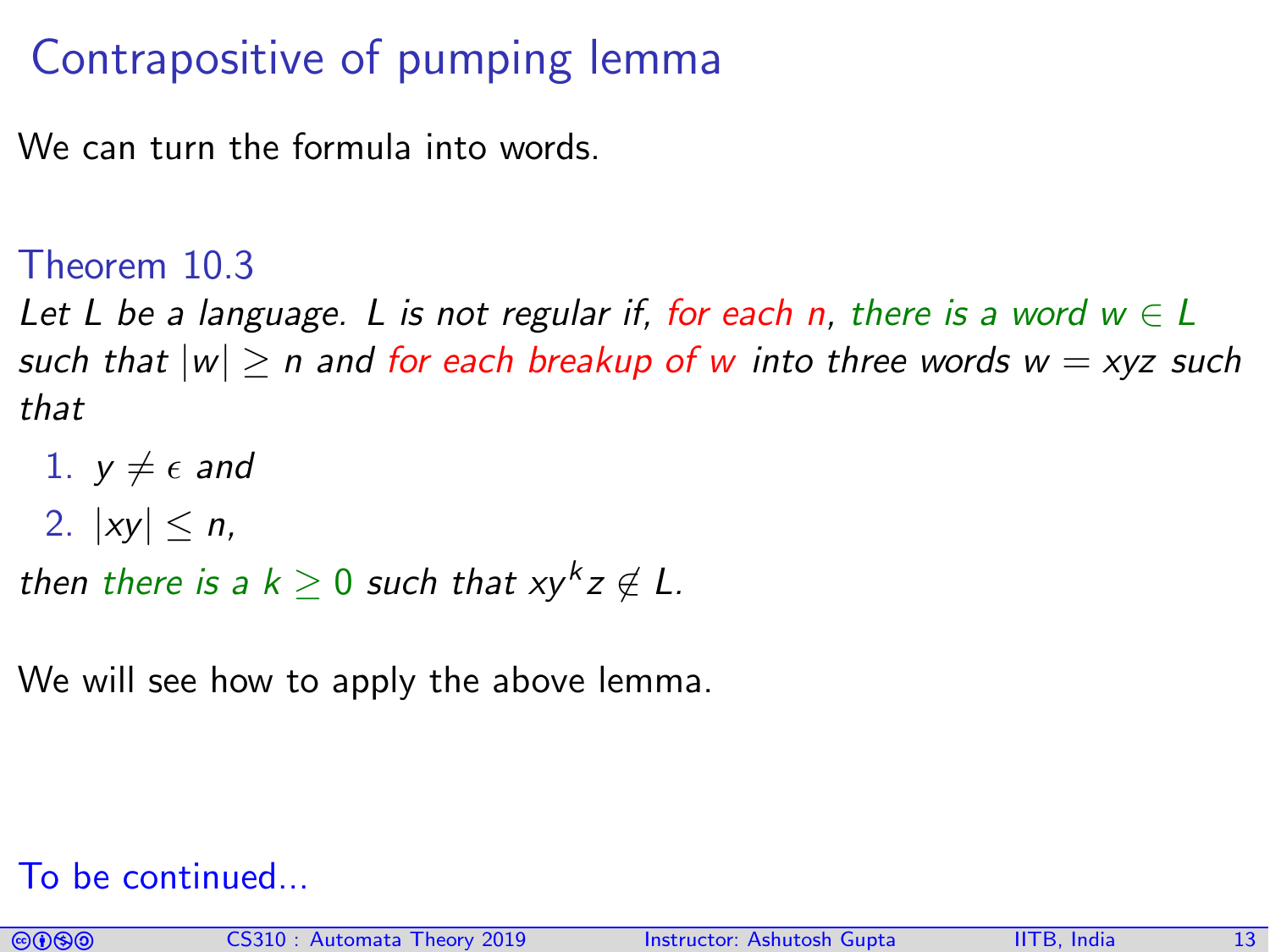# Contrapositive of pumping lemma

We can turn the formula into words.

**Theorem 10.3**

*Let $L$ be a language. $L$ is not regular if, for each $n$, there is a word $w \in L$ such that $|w| \geq n$ and for each breakup of $w$ into three words $w = xyz$ such that*

1. *$y \neq \epsilon$ and*
2. *$|xy| \leq n$,*

*then there is a $k \geq 0$ such that $xy^kz \notin L$.*

We will see how to apply the above lemma.

To be continued...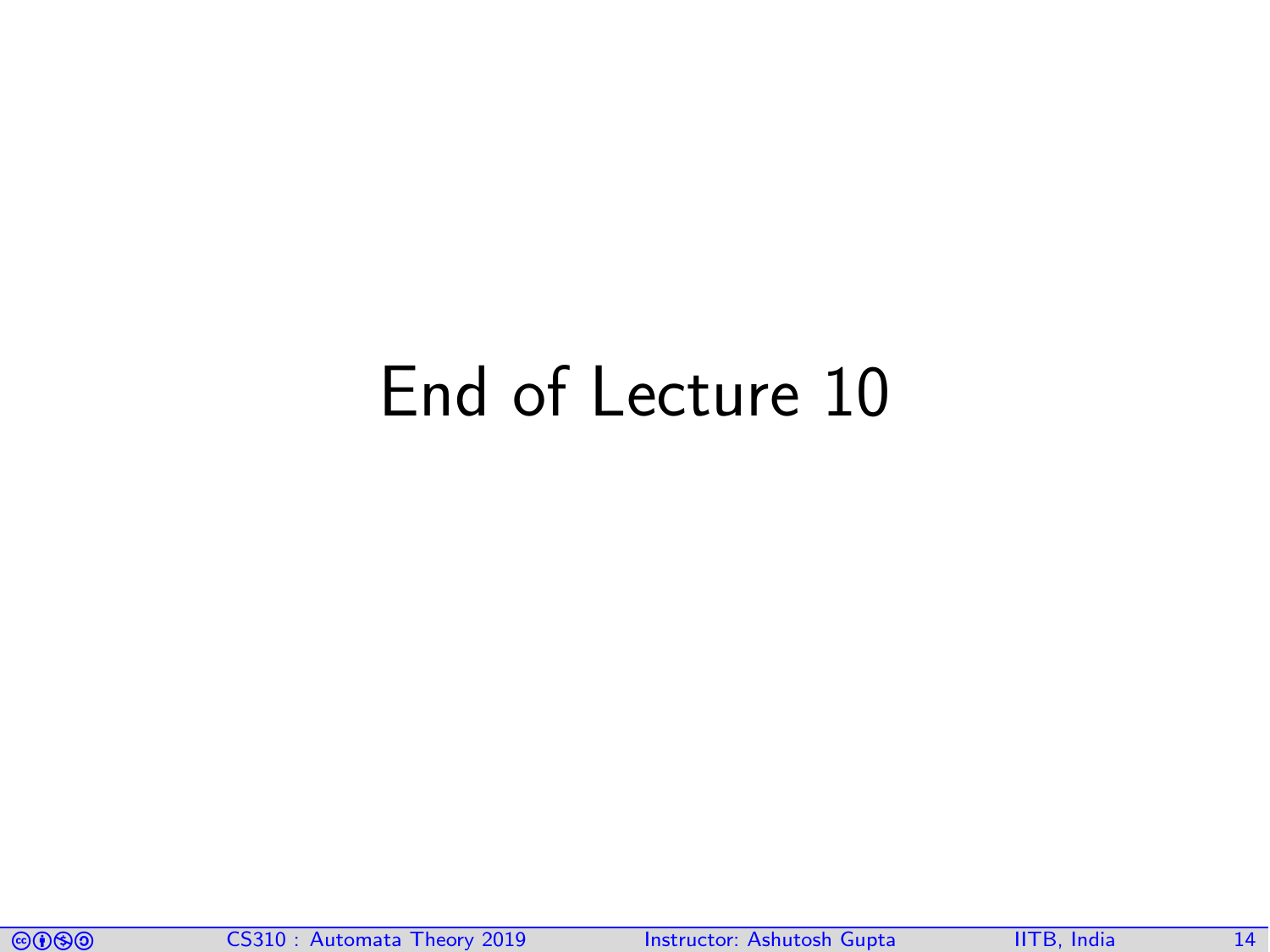# End of Lecture 10